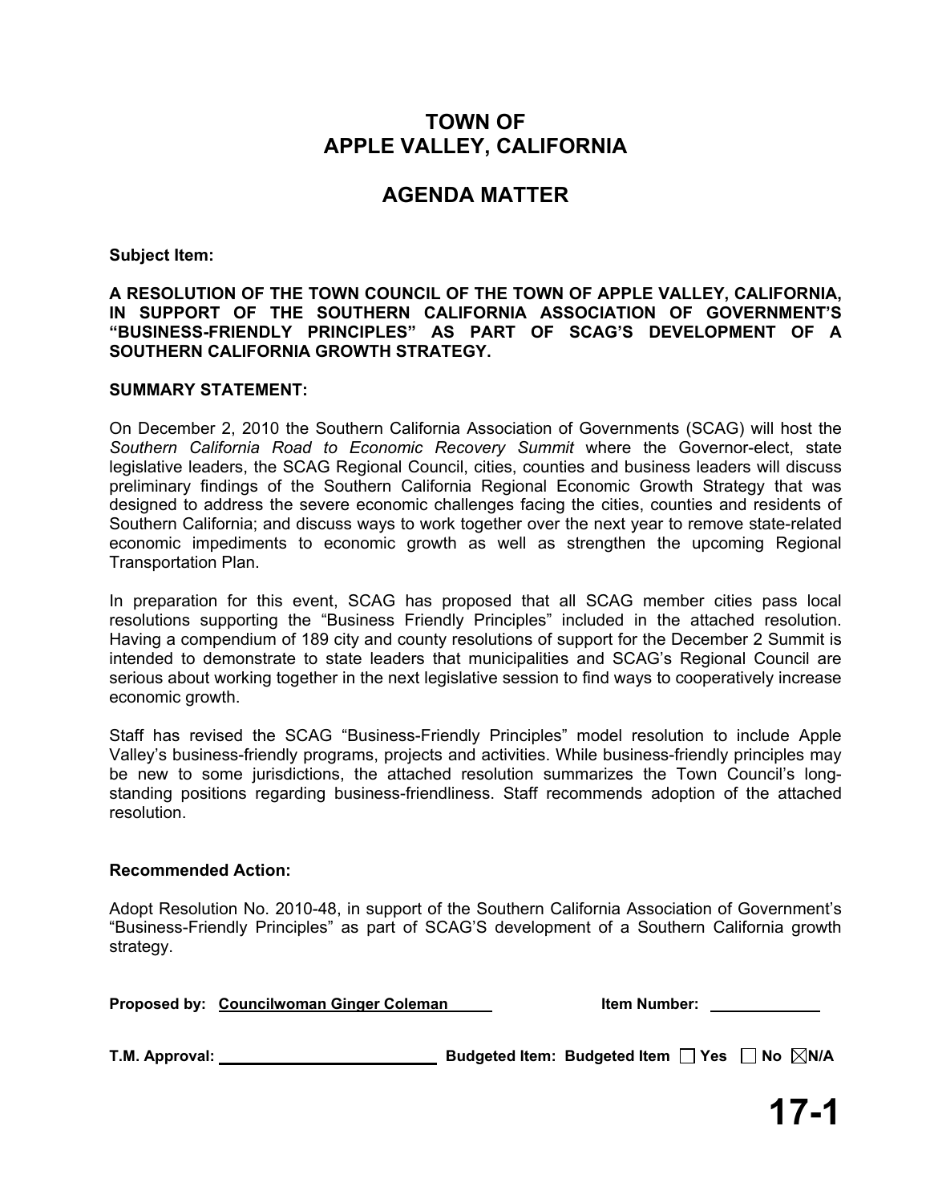# TOWN OF
# APPLE VALLEY, CALIFORNIA

## AGENDA MATTER

**Subject Item:**

**A RESOLUTION OF THE TOWN COUNCIL OF THE TOWN OF APPLE VALLEY, CALIFORNIA, IN SUPPORT OF THE SOUTHERN CALIFORNIA ASSOCIATION OF GOVERNMENT'S "BUSINESS-FRIENDLY PRINCIPLES" AS PART OF SCAG'S DEVELOPMENT OF A SOUTHERN CALIFORNIA GROWTH STRATEGY.**

**SUMMARY STATEMENT:**

On December 2, 2010 the Southern California Association of Governments (SCAG) will host the *Southern California Road to Economic Recovery Summit* where the Governor-elect, state legislative leaders, the SCAG Regional Council, cities, counties and business leaders will discuss preliminary findings of the Southern California Regional Economic Growth Strategy that was designed to address the severe economic challenges facing the cities, counties and residents of Southern California; and discuss ways to work together over the next year to remove state-related economic impediments to economic growth as well as strengthen the upcoming Regional Transportation Plan.

In preparation for this event, SCAG has proposed that all SCAG member cities pass local resolutions supporting the "Business Friendly Principles" included in the attached resolution. Having a compendium of 189 city and county resolutions of support for the December 2 Summit is intended to demonstrate to state leaders that municipalities and SCAG's Regional Council are serious about working together in the next legislative session to find ways to cooperatively increase economic growth.

Staff has revised the SCAG "Business-Friendly Principles" model resolution to include Apple Valley's business-friendly programs, projects and activities. While business-friendly principles may be new to some jurisdictions, the attached resolution summarizes the Town Council's long-standing positions regarding business-friendliness. Staff recommends adoption of the attached resolution.

**Recommended Action:**

Adopt Resolution No. 2010-48, in support of the Southern California Association of Government's "Business-Friendly Principles" as part of SCAG'S development of a Southern California growth strategy.

**Proposed by:** Councilwoman Ginger Coleman  **Item Number:** ____________

**T.M. Approval:** ________________________ **Budgeted Item:** Budgeted Item ☐ Yes ☐ No ☒ N/A

**17-1**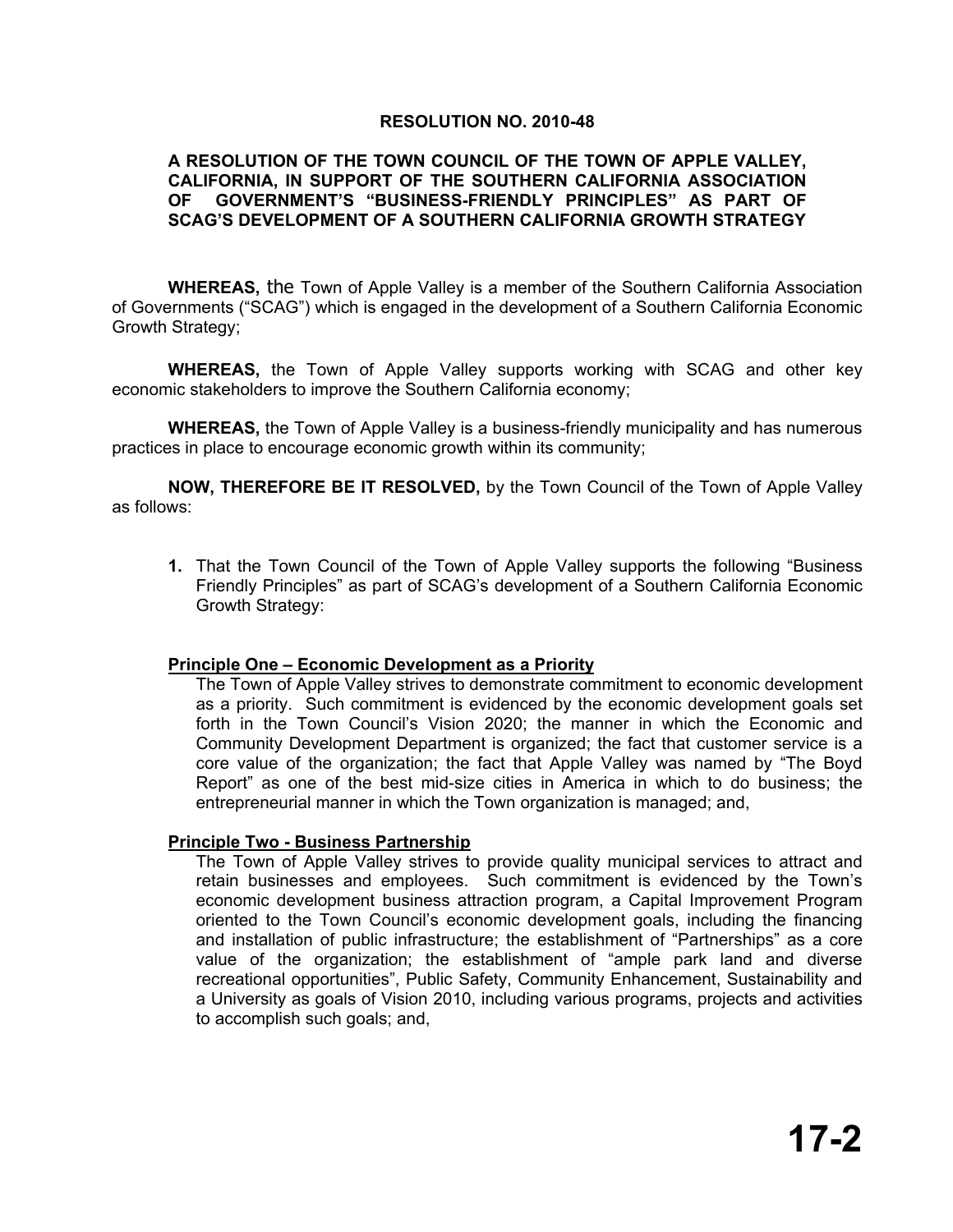**RESOLUTION NO. 2010-48**

**A RESOLUTION OF THE TOWN COUNCIL OF THE TOWN OF APPLE VALLEY, CALIFORNIA, IN SUPPORT OF THE SOUTHERN CALIFORNIA ASSOCIATION OF GOVERNMENT'S "BUSINESS-FRIENDLY PRINCIPLES" AS PART OF SCAG'S DEVELOPMENT OF A SOUTHERN CALIFORNIA GROWTH STRATEGY**

**WHEREAS,** the Town of Apple Valley is a member of the Southern California Association of Governments ("SCAG") which is engaged in the development of a Southern California Economic Growth Strategy;

**WHEREAS,** the Town of Apple Valley supports working with SCAG and other key economic stakeholders to improve the Southern California economy;

**WHEREAS,** the Town of Apple Valley is a business-friendly municipality and has numerous practices in place to encourage economic growth within its community;

**NOW, THEREFORE BE IT RESOLVED,** by the Town Council of the Town of Apple Valley as follows:

1. That the Town Council of the Town of Apple Valley supports the following "Business Friendly Principles" as part of SCAG's development of a Southern California Economic Growth Strategy:

**Principle One – Economic Development as a Priority**

The Town of Apple Valley strives to demonstrate commitment to economic development as a priority. Such commitment is evidenced by the economic development goals set forth in the Town Council's Vision 2020; the manner in which the Economic and Community Development Department is organized; the fact that customer service is a core value of the organization; the fact that Apple Valley was named by "The Boyd Report" as one of the best mid-size cities in America in which to do business; the entrepreneurial manner in which the Town organization is managed; and,

**Principle Two - Business Partnership**

The Town of Apple Valley strives to provide quality municipal services to attract and retain businesses and employees. Such commitment is evidenced by the Town's economic development business attraction program, a Capital Improvement Program oriented to the Town Council's economic development goals, including the financing and installation of public infrastructure; the establishment of "Partnerships" as a core value of the organization; the establishment of "ample park land and diverse recreational opportunities", Public Safety, Community Enhancement, Sustainability and a University as goals of Vision 2010, including various programs, projects and activities to accomplish such goals; and,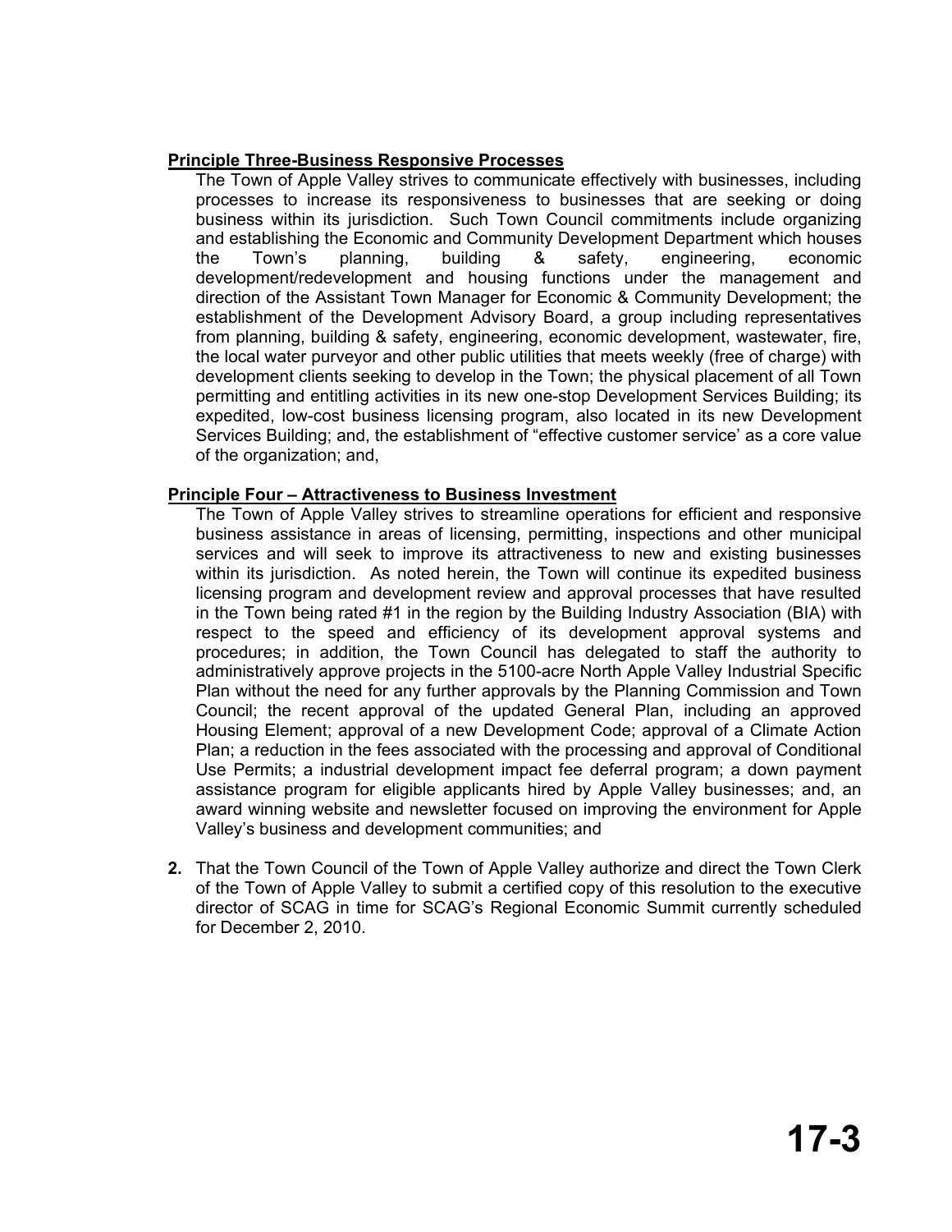**Principle Three-Business Responsive Processes**

The Town of Apple Valley strives to communicate effectively with businesses, including processes to increase its responsiveness to businesses that are seeking or doing business within its jurisdiction. Such Town Council commitments include organizing and establishing the Economic and Community Development Department which houses the Town's planning, building & safety, engineering, economic development/redevelopment and housing functions under the management and direction of the Assistant Town Manager for Economic & Community Development; the establishment of the Development Advisory Board, a group including representatives from planning, building & safety, engineering, economic development, wastewater, fire, the local water purveyor and other public utilities that meets weekly (free of charge) with development clients seeking to develop in the Town; the physical placement of all Town permitting and entitling activities in its new one-stop Development Services Building; its expedited, low-cost business licensing program, also located in its new Development Services Building; and, the establishment of "effective customer service' as a core value of the organization; and,

**Principle Four – Attractiveness to Business Investment**

The Town of Apple Valley strives to streamline operations for efficient and responsive business assistance in areas of licensing, permitting, inspections and other municipal services and will seek to improve its attractiveness to new and existing businesses within its jurisdiction. As noted herein, the Town will continue its expedited business licensing program and development review and approval processes that have resulted in the Town being rated #1 in the region by the Building Industry Association (BIA) with respect to the speed and efficiency of its development approval systems and procedures; in addition, the Town Council has delegated to staff the authority to administratively approve projects in the 5100-acre North Apple Valley Industrial Specific Plan without the need for any further approvals by the Planning Commission and Town Council; the recent approval of the updated General Plan, including an approved Housing Element; approval of a new Development Code; approval of a Climate Action Plan; a reduction in the fees associated with the processing and approval of Conditional Use Permits; a industrial development impact fee deferral program; a down payment assistance program for eligible applicants hired by Apple Valley businesses; and, an award winning website and newsletter focused on improving the environment for Apple Valley's business and development communities; and

**2.** That the Town Council of the Town of Apple Valley authorize and direct the Town Clerk of the Town of Apple Valley to submit a certified copy of this resolution to the executive director of SCAG in time for SCAG's Regional Economic Summit currently scheduled for December 2, 2010.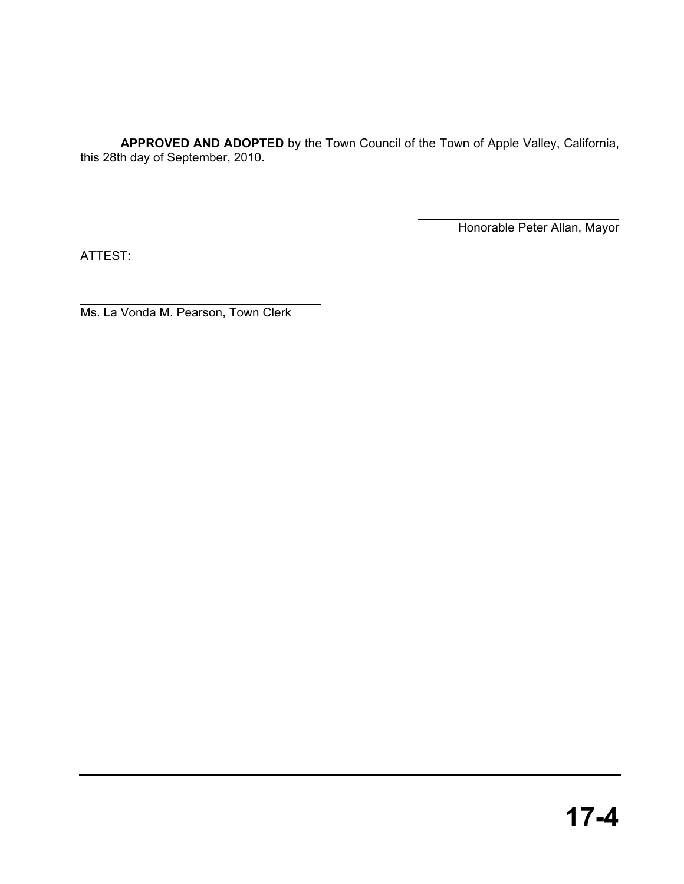**APPROVED AND ADOPTED** by the Town Council of the Town of Apple Valley, California, this 28th day of September, 2010.

\_\_\_\_\_\_\_\_\_\_\_\_\_\_\_\_\_\_\_\_\_\_\_\_\_\_\_\_\_\_\_\_
Honorable Peter Allan, Mayor

ATTEST:

\_\_\_\_\_\_\_\_\_\_\_\_\_\_\_\_\_\_\_\_\_\_\_\_\_\_\_\_\_\_\_\_
Ms. La Vonda M. Pearson, Town Clerk